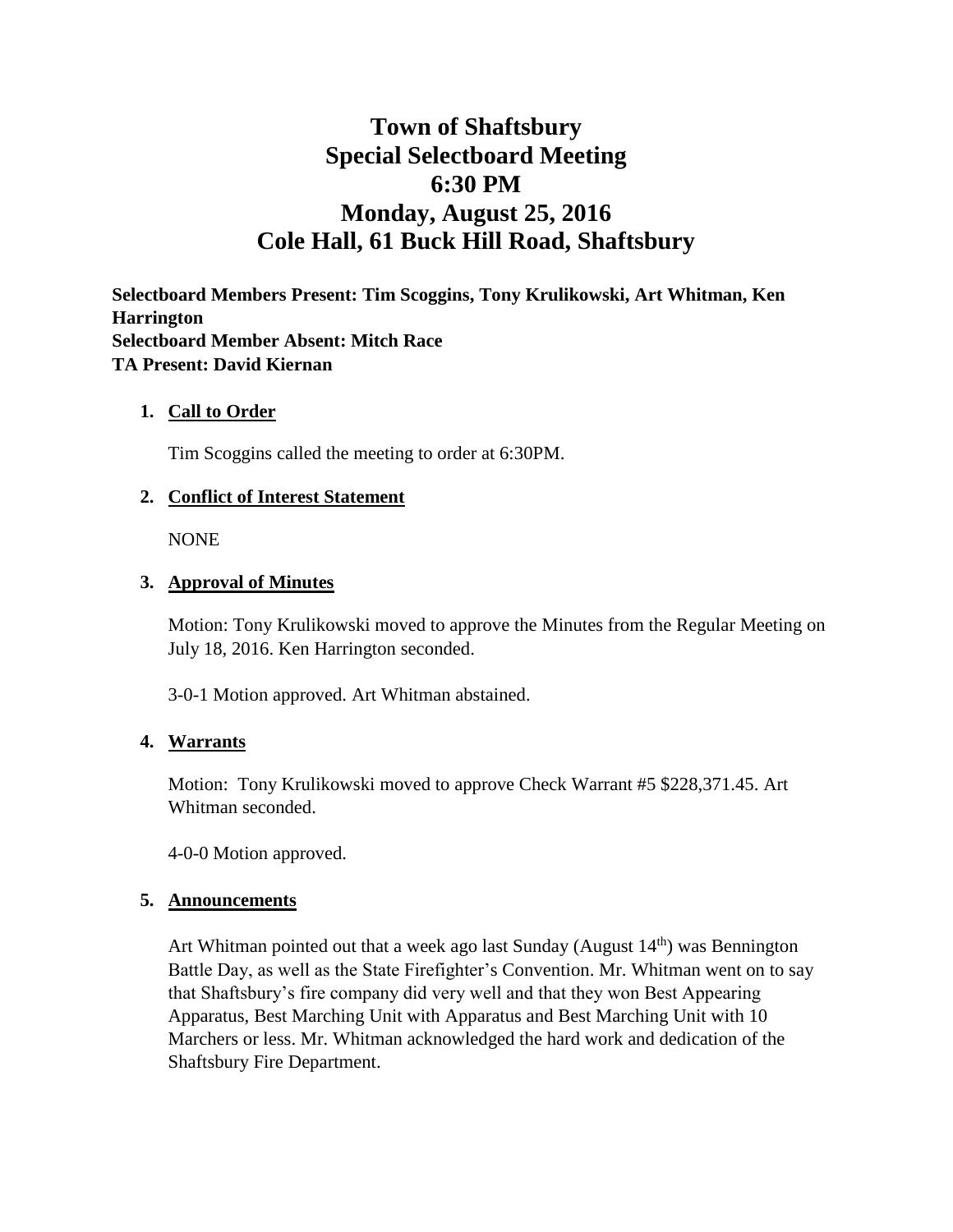# Town of Shaftsbury
# Special Selectboard Meeting
# 6:30 PM
# Monday, August 25, 2016
# Cole Hall, 61 Buck Hill Road, Shaftsbury

**Selectboard Members Present: Tim Scoggins, Tony Krulikowski, Art Whitman, Ken Harrington**
**Selectboard Member Absent: Mitch Race**
**TA Present: David Kiernan**

1. **Call to Order**

   Tim Scoggins called the meeting to order at 6:30PM.

2. **Conflict of Interest Statement**

   NONE

3. **Approval of Minutes**

   Motion: Tony Krulikowski moved to approve the Minutes from the Regular Meeting on July 18, 2016. Ken Harrington seconded.

   3-0-1 Motion approved. Art Whitman abstained.

4. **Warrants**

   Motion: Tony Krulikowski moved to approve Check Warrant #5 $228,371.45. Art Whitman seconded.

   4-0-0 Motion approved.

5. **Announcements**

   Art Whitman pointed out that a week ago last Sunday (August 14th) was Bennington Battle Day, as well as the State Firefighter's Convention. Mr. Whitman went on to say that Shaftsbury's fire company did very well and that they won Best Appearing Apparatus, Best Marching Unit with Apparatus and Best Marching Unit with 10 Marchers or less. Mr. Whitman acknowledged the hard work and dedication of the Shaftsbury Fire Department.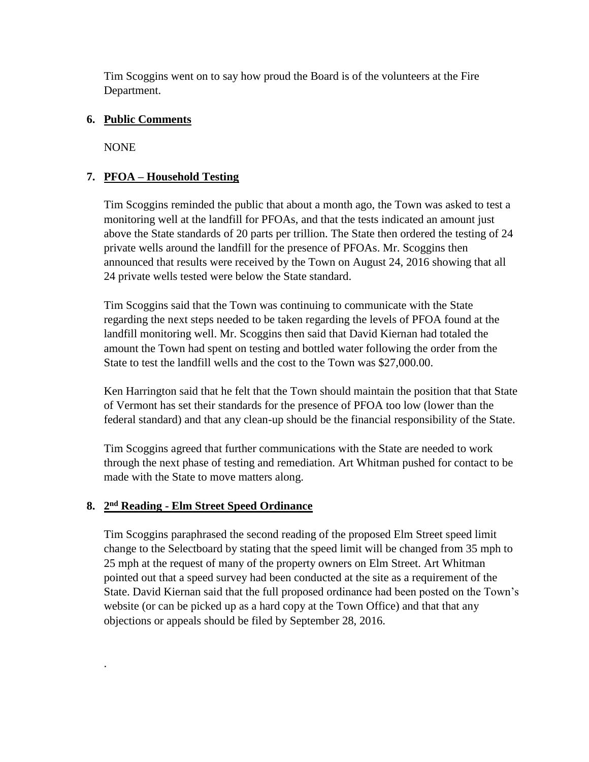Tim Scoggins went on to say how proud the Board is of the volunteers at the Fire Department.

**6. Public Comments**

NONE

**7. PFOA – Household Testing**

Tim Scoggins reminded the public that about a month ago, the Town was asked to test a monitoring well at the landfill for PFOAs, and that the tests indicated an amount just above the State standards of 20 parts per trillion. The State then ordered the testing of 24 private wells around the landfill for the presence of PFOAs. Mr. Scoggins then announced that results were received by the Town on August 24, 2016 showing that all 24 private wells tested were below the State standard.

Tim Scoggins said that the Town was continuing to communicate with the State regarding the next steps needed to be taken regarding the levels of PFOA found at the landfill monitoring well. Mr. Scoggins then said that David Kiernan had totaled the amount the Town had spent on testing and bottled water following the order from the State to test the landfill wells and the cost to the Town was $27,000.00.

Ken Harrington said that he felt that the Town should maintain the position that that State of Vermont has set their standards for the presence of PFOA too low (lower than the federal standard) and that any clean-up should be the financial responsibility of the State.

Tim Scoggins agreed that further communications with the State are needed to work through the next phase of testing and remediation. Art Whitman pushed for contact to be made with the State to move matters along.

**8. 2nd Reading - Elm Street Speed Ordinance**

Tim Scoggins paraphrased the second reading of the proposed Elm Street speed limit change to the Selectboard by stating that the speed limit will be changed from 35 mph to 25 mph at the request of many of the property owners on Elm Street. Art Whitman pointed out that a speed survey had been conducted at the site as a requirement of the State. David Kiernan said that the full proposed ordinance had been posted on the Town's website (or can be picked up as a hard copy at the Town Office) and that that any objections or appeals should be filed by September 28, 2016.

.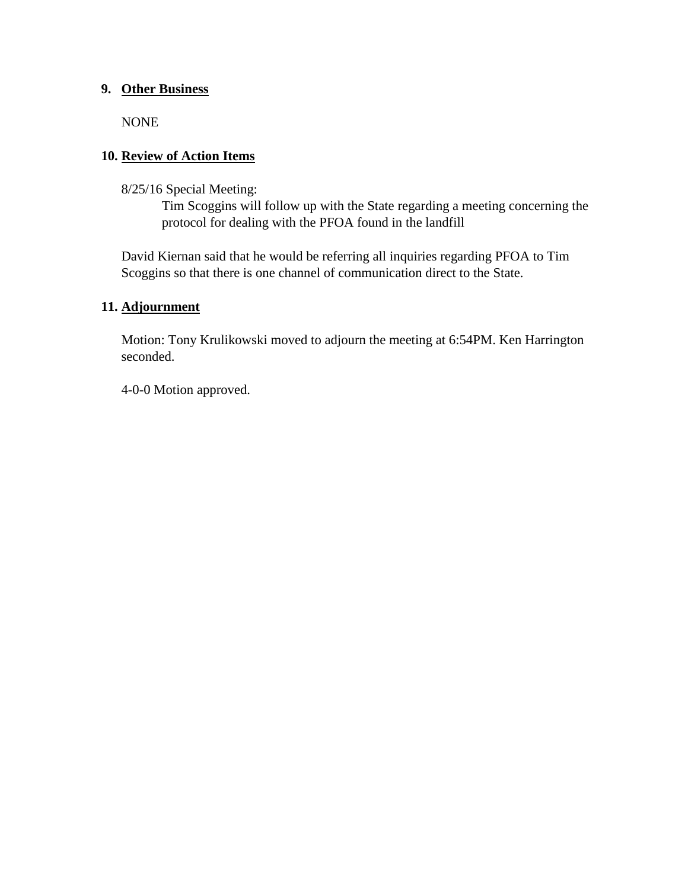## 9. **Other Business**

NONE

## 10. **Review of Action Items**

8/25/16 Special Meeting:

> Tim Scoggins will follow up with the State regarding a meeting concerning the protocol for dealing with the PFOA found in the landfill

David Kiernan said that he would be referring all inquiries regarding PFOA to Tim Scoggins so that there is one channel of communication direct to the State.

## 11. **Adjournment**

Motion: Tony Krulikowski moved to adjourn the meeting at 6:54PM. Ken Harrington seconded.

4-0-0 Motion approved.